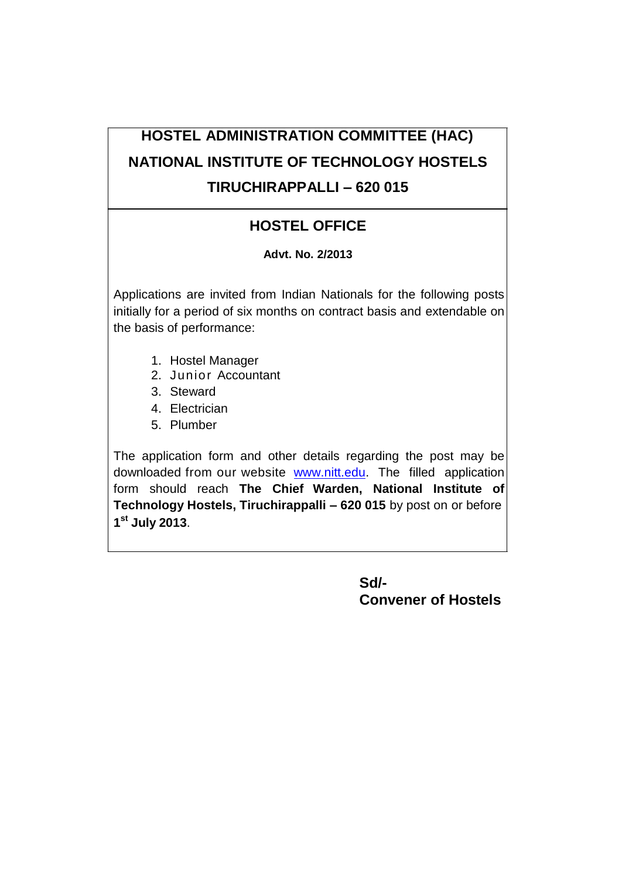# HOSTEL ADMINISTRATION COMMITTEE (HAC)

# NATIONAL INSTITUTE OF TECHNOLOGY HOSTELS

# TIRUCHIRAPPALLI – 620 015

## HOSTEL OFFICE

**Advt. No. 2/2013**

Applications are invited from Indian Nationals for the following posts initially for a period of six months on contract basis and extendable on the basis of performance:

1. Hostel Manager
2. Junior Accountant
3. Steward
4. Electrician
5. Plumber

The application form and other details regarding the post may be downloaded from our website www.nitt.edu. The filled application form should reach **The Chief Warden, National Institute of Technology Hostels, Tiruchirappalli – 620 015** by post on or before **1st July 2013**.

**Sd/-**
**Convener of Hostels**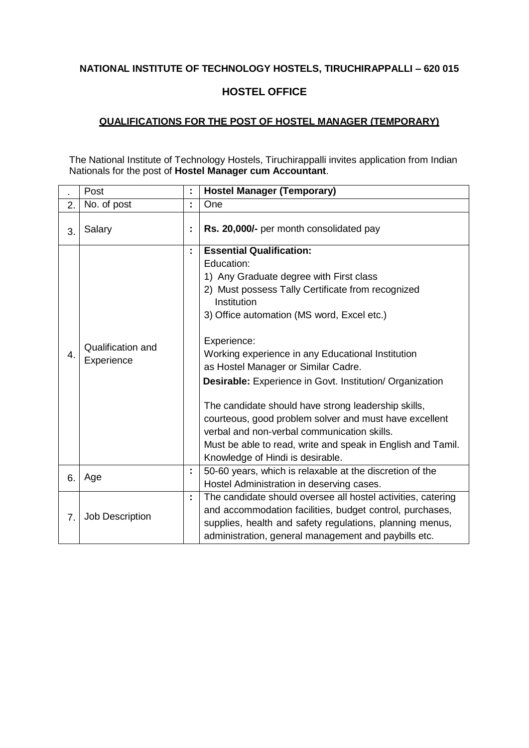**NATIONAL INSTITUTE OF TECHNOLOGY HOSTELS, TIRUCHIRAPPALLI – 620 015**

**HOSTEL OFFICE**

**QUALIFICATIONS FOR THE POST OF HOSTEL MANAGER (TEMPORARY)**

The National Institute of Technology Hostels, Tiruchirappalli invites application from Indian Nationals for the post of **Hostel Manager cum Accountant**.

| . | Post | : | **Hostel Manager (Temporary)** |
|---|---|---|---|
| 2. | No. of post | : | One |
| 3. | Salary | : | **Rs. 20,000/-** per month consolidated pay |
| 4. | Qualification and Experience | : | **Essential Qualification:**<br>Education:<br>1) Any Graduate degree with First class<br>2) Must possess Tally Certificate from recognized Institution<br>3) Office automation (MS word, Excel etc.)<br><br>Experience:<br>Working experience in any Educational Institution as Hostel Manager or Similar Cadre.<br>**Desirable:** Experience in Govt. Institution/ Organization<br><br>The candidate should have strong leadership skills, courteous, good problem solver and must have excellent verbal and non-verbal communication skills.<br>Must be able to read, write and speak in English and Tamil. Knowledge of Hindi is desirable. |
| 6. | Age | : | 50-60 years, which is relaxable at the discretion of the Hostel Administration in deserving cases. |
| 7. | Job Description | : | The candidate should oversee all hostel activities, catering and accommodation facilities, budget control, purchases, supplies, health and safety regulations, planning menus, administration, general management and paybills etc. |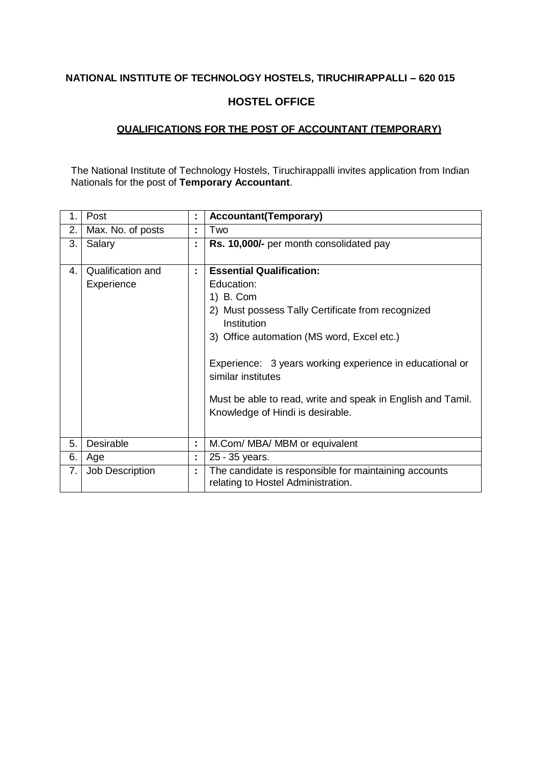**NATIONAL INSTITUTE OF TECHNOLOGY HOSTELS, TIRUCHIRAPPALLI – 620 015**

**HOSTEL OFFICE**

**QUALIFICATIONS FOR THE POST OF ACCOUNTANT (TEMPORARY)**

The National Institute of Technology Hostels, Tiruchirappalli invites application from Indian Nationals for the post of **Temporary Accountant**.

| | | | |
|---|---|---|---|
| 1. | Post | : | **Accountant(Temporary)** |
| 2. | Max. No. of posts | : | Two |
| 3. | Salary | : | **Rs. 10,000/-** per month consolidated pay |
| 4. | Qualification and Experience | : | **Essential Qualification:**<br>Education:<br>1) B. Com<br>2) Must possess Tally Certificate from recognized Institution<br>3) Office automation (MS word, Excel etc.)<br><br>Experience: 3 years working experience in educational or similar institutes<br><br>Must be able to read, write and speak in English and Tamil. Knowledge of Hindi is desirable. |
| 5. | Desirable | : | M.Com/ MBA/ MBM or equivalent |
| 6. | Age | : | 25 - 35 years. |
| 7. | Job Description | : | The candidate is responsible for maintaining accounts relating to Hostel Administration. |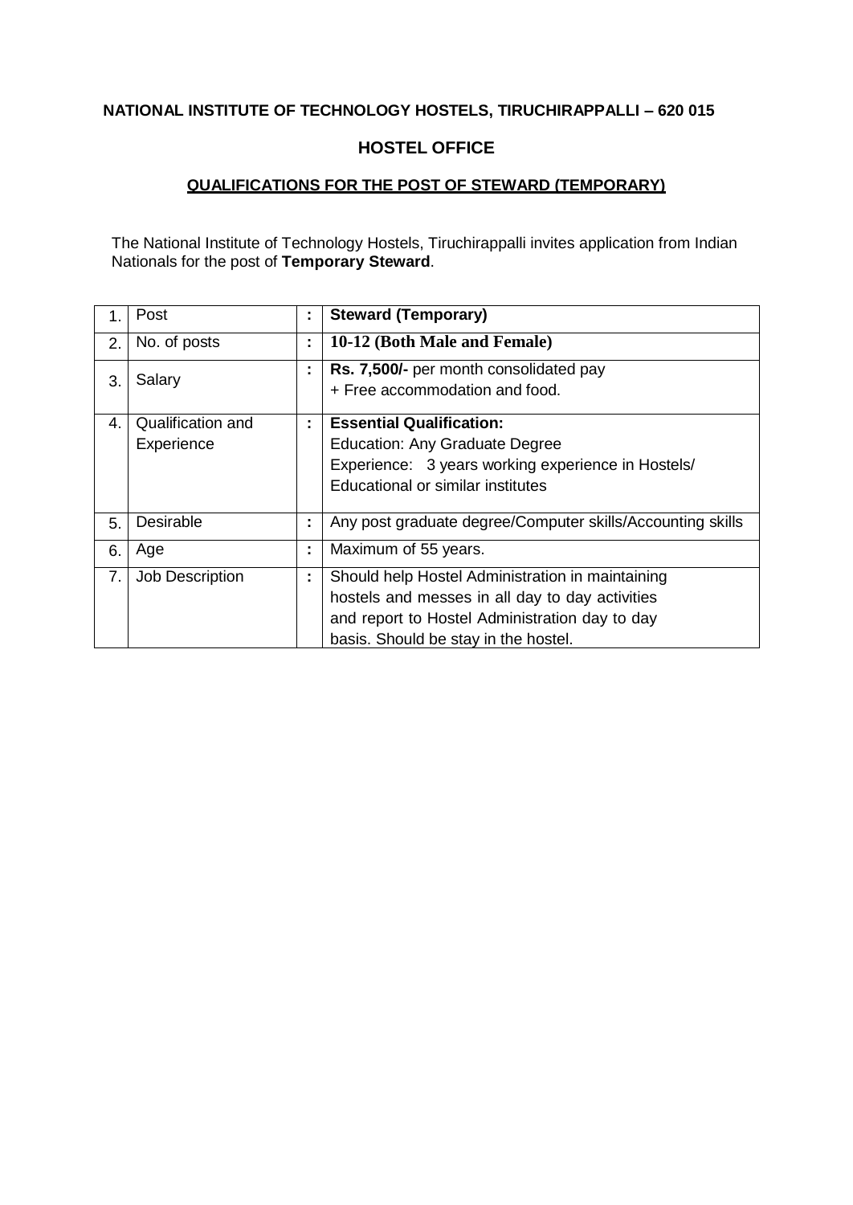**NATIONAL INSTITUTE OF TECHNOLOGY HOSTELS, TIRUCHIRAPPALLI – 620 015**

**HOSTEL OFFICE**

**QUALIFICATIONS FOR THE POST OF STEWARD (TEMPORARY)**

The National Institute of Technology Hostels, Tiruchirappalli invites application from Indian Nationals for the post of **Temporary Steward**.

| | | | |
|---|---|---|---|
| 1. | Post | : | **Steward (Temporary)** |
| 2. | No. of posts | : | **10-12 (Both Male and Female)** |
| 3. | Salary | : | **Rs. 7,500/-** per month consolidated pay<br>+ Free accommodation and food. |
| 4. | Qualification and Experience | : | **Essential Qualification:**<br>Education: Any Graduate Degree<br>Experience: 3 years working experience in Hostels/ Educational or similar institutes |
| 5. | Desirable | : | Any post graduate degree/Computer skills/Accounting skills |
| 6. | Age | : | Maximum of 55 years. |
| 7. | Job Description | : | Should help Hostel Administration in maintaining hostels and messes in all day to day activities and report to Hostel Administration day to day basis. Should be stay in the hostel. |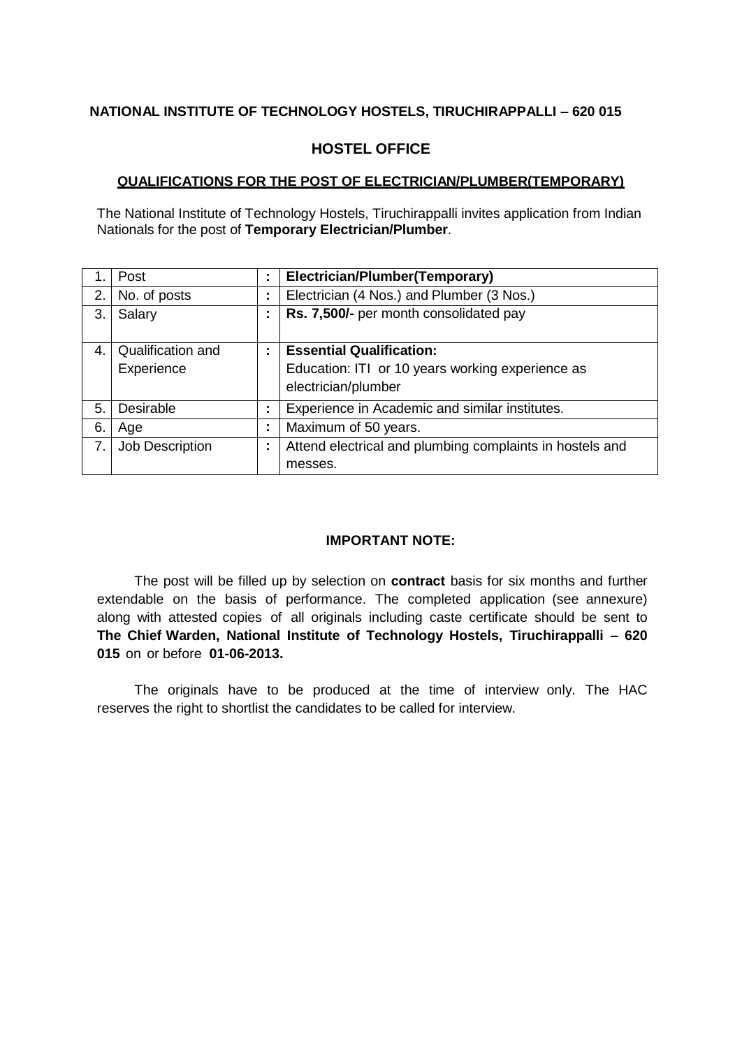**NATIONAL INSTITUTE OF TECHNOLOGY HOSTELS, TIRUCHIRAPPALLI – 620 015**

## HOSTEL OFFICE

**QUALIFICATIONS FOR THE POST OF ELECTRICIAN/PLUMBER(TEMPORARY)**

The National Institute of Technology Hostels, Tiruchirappalli invites application from Indian Nationals for the post of **Temporary Electrician/Plumber**.

| | | | |
|---|---|---|---|
| 1. | Post | : | **Electrician/Plumber(Temporary)** |
| 2. | No. of posts | : | Electrician (4 Nos.) and Plumber (3 Nos.) |
| 3. | Salary | : | **Rs. 7,500/-** per month consolidated pay |
| 4. | Qualification and Experience | : | **Essential Qualification:**<br>Education: ITI or 10 years working experience as electrician/plumber |
| 5. | Desirable | : | Experience in Academic and similar institutes. |
| 6. | Age | : | Maximum of 50 years. |
| 7. | Job Description | : | Attend electrical and plumbing complaints in hostels and messes. |

**IMPORTANT NOTE:**

The post will be filled up by selection on **contract** basis for six months and further extendable on the basis of performance. The completed application (see annexure) along with attested copies of all originals including caste certificate should be sent to **The Chief Warden, National Institute of Technology Hostels, Tiruchirappalli – 620 015** on or before **01-06-2013.**

The originals have to be produced at the time of interview only. The HAC reserves the right to shortlist the candidates to be called for interview.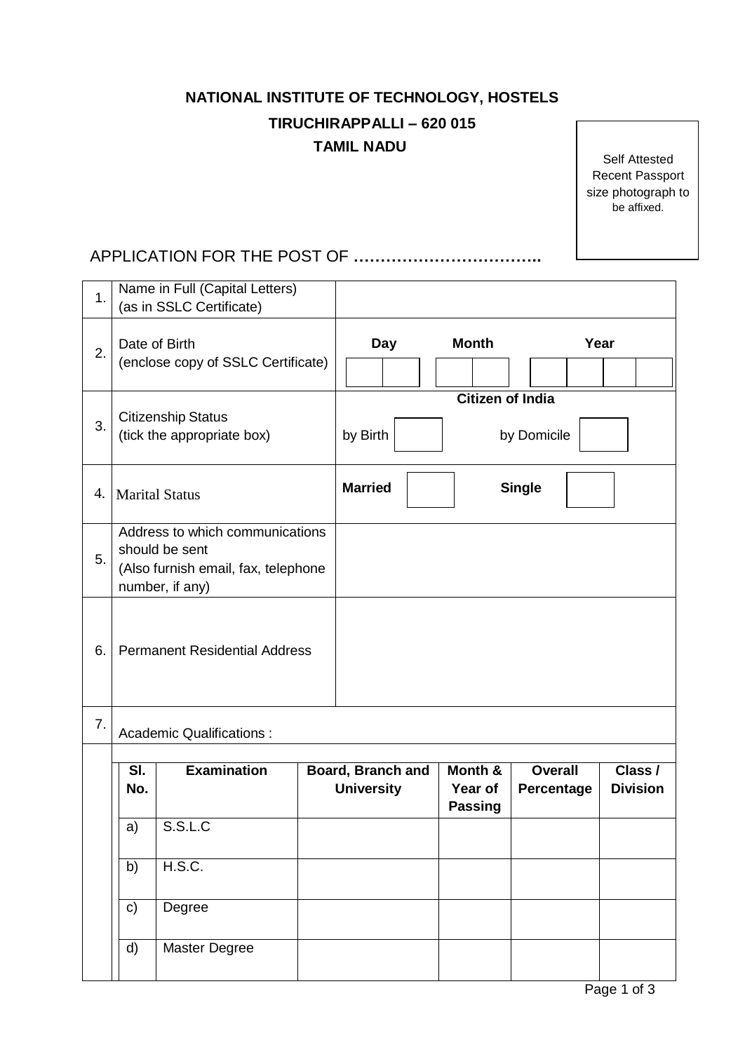# NATIONAL INSTITUTE OF TECHNOLOGY, HOSTELS

## TIRUCHIRAPPALLI – 620 015

## TAMIL NADU

Self Attested Recent Passport size photograph to be affixed.

APPLICATION FOR THE POST OF ……………………………..

| | | |
|---|---|---|
| 1. | Name in Full (Capital Letters) (as in SSLC Certificate) | |
| 2. | Date of Birth (enclose copy of SSLC Certificate) | **Day** ☐☐ **Month** ☐☐ **Year** ☐☐☐☐ |
| 3. | Citizenship Status (tick the appropriate box) | **Citizen of India** by Birth ☐ by Domicile ☐ |
| 4. | Marital Status | **Married** ☐ **Single** ☐ |
| 5. | Address to which communications should be sent (Also furnish email, fax, telephone number, if any) | |
| 6. | Permanent Residential Address | |
| 7. | Academic Qualifications : | |

| Sl. No. | Examination | Board, Branch and University | Month & Year of Passing | Overall Percentage | Class / Division |
|---|---|---|---|---|---|
| a) | S.S.L.C | | | | |
| b) | H.S.C. | | | | |
| c) | Degree | | | | |
| d) | Master Degree | | | | |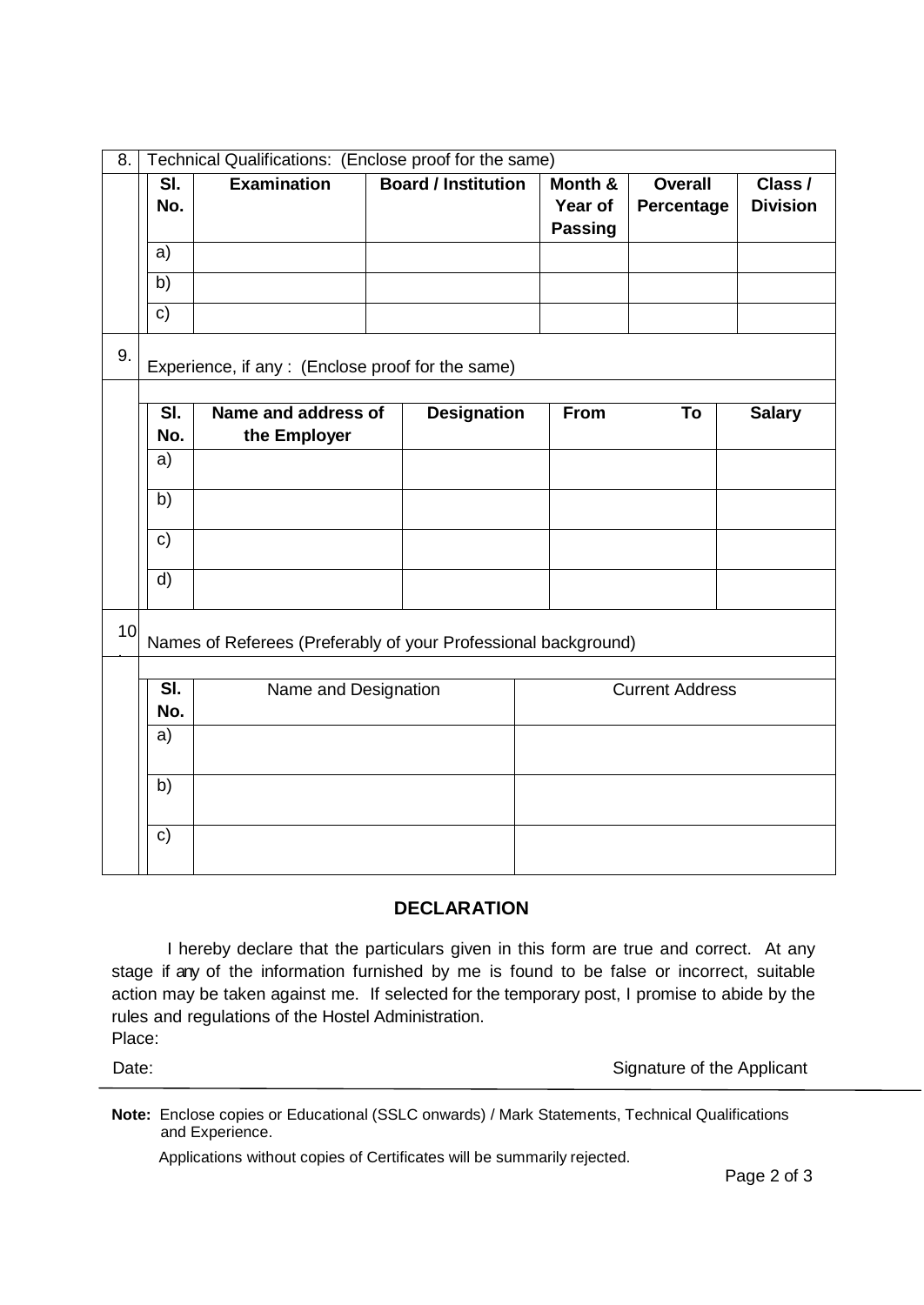8. Technical Qualifications: (Enclose proof for the same)

| Sl. No. | Examination | Board / Institution | Month & Year of Passing | Overall Percentage | Class / Division |
|---|---|---|---|---|---|
| a) | | | | | |
| b) | | | | | |
| c) | | | | | |

9. Experience, if any : (Enclose proof for the same)

| Sl. No. | Name and address of the Employer | Designation | From | To | Salary |
|---|---|---|---|---|---|
| a) | | | | | |
| b) | | | | | |
| c) | | | | | |
| d) | | | | | |

10. Names of Referees (Preferably of your Professional background)

| Sl. No. | Name and Designation | Current Address |
|---|---|---|
| a) | | |
| b) | | |
| c) | | |

## DECLARATION

I hereby declare that the particulars given in this form are true and correct. At any stage if any of the information furnished by me is found to be false or incorrect, suitable action may be taken against me. If selected for the temporary post, I promise to abide by the rules and regulations of the Hostel Administration.

Place:

Date: Signature of the Applicant

**Note:** Enclose copies or Educational (SSLC onwards) / Mark Statements, Technical Qualifications and Experience.

Applications without copies of Certificates will be summarily rejected.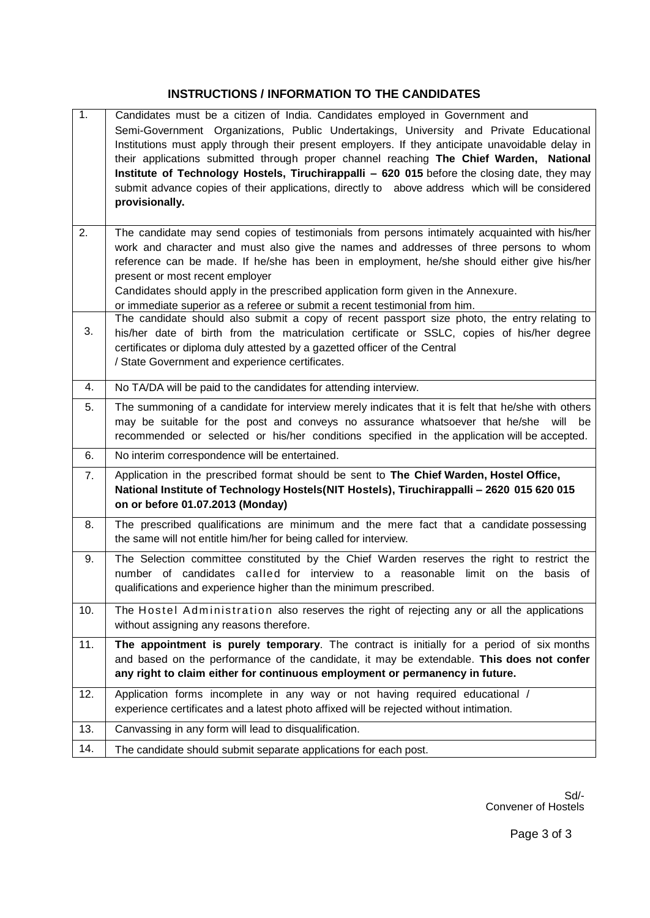## INSTRUCTIONS / INFORMATION TO THE CANDIDATES

| | |
|---|---|
| 1. | Candidates must be a citizen of India. Candidates employed in Government and Semi-Government Organizations, Public Undertakings, University and Private Educational Institutions must apply through their present employers. If they anticipate unavoidable delay in their applications submitted through proper channel reaching **The Chief Warden, National Institute of Technology Hostels, Tiruchirappalli – 620 015** before the closing date, they may submit advance copies of their applications, directly to above address which will be considered **provisionally.** |
| 2. | The candidate may send copies of testimonials from persons intimately acquainted with his/her work and character and must also give the names and addresses of three persons to whom reference can be made. If he/she has been in employment, he/she should either give his/her present or most recent employer<br>Candidates should apply in the prescribed application form given in the Annexure.<br>or immediate superior as a referee or submit a recent testimonial from him. |
| 3. | The candidate should also submit a copy of recent passport size photo, the entry relating to his/her date of birth from the matriculation certificate or SSLC, copies of his/her degree certificates or diploma duly attested by a gazetted officer of the Central / State Government and experience certificates. |
| 4. | No TA/DA will be paid to the candidates for attending interview. |
| 5. | The summoning of a candidate for interview merely indicates that it is felt that he/she with others may be suitable for the post and conveys no assurance whatsoever that he/she will be recommended or selected or his/her conditions specified in the application will be accepted. |
| 6. | No interim correspondence will be entertained. |
| 7. | Application in the prescribed format should be sent to **The Chief Warden, Hostel Office, National Institute of Technology Hostels(NIT Hostels), Tiruchirappalli – 2620 015 620 015 on or before 01.07.2013 (Monday)** |
| 8. | The prescribed qualifications are minimum and the mere fact that a candidate possessing the same will not entitle him/her for being called for interview. |
| 9. | The Selection committee constituted by the Chief Warden reserves the right to restrict the number of candidates called for interview to a reasonable limit on the basis of qualifications and experience higher than the minimum prescribed. |
| 10. | The Hostel Administration also reserves the right of rejecting any or all the applications without assigning any reasons therefore. |
| 11. | **The appointment is purely temporary**. The contract is initially for a period of six months and based on the performance of the candidate, it may be extendable. **This does not confer any right to claim either for continuous employment or permanency in future.** |
| 12. | Application forms incomplete in any way or not having required educational / experience certificates and a latest photo affixed will be rejected without intimation. |
| 13. | Canvassing in any form will lead to disqualification. |
| 14. | The candidate should submit separate applications for each post. |

Sd/-
Convener of Hostels